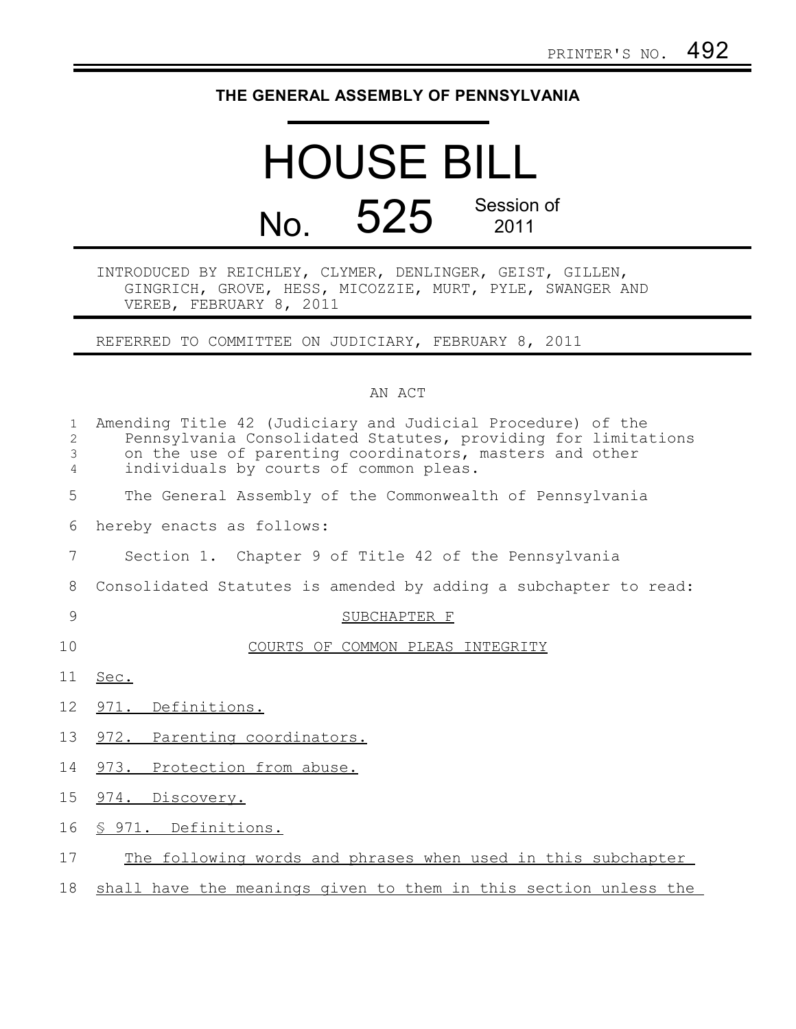PRINTER'S NO. 492

# THE GENERAL ASSEMBLY OF PENNSYLVANIA

# HOUSE BILL

## No. 525 Session of 2011

INTRODUCED BY REICHLEY, CLYMER, DENLINGER, GEIST, GILLEN, GINGRICH, GROVE, HESS, MICOZZIE, MURT, PYLE, SWANGER AND VEREB, FEBRUARY 8, 2011

REFERRED TO COMMITTEE ON JUDICIARY, FEBRUARY 8, 2011

AN ACT

Amending Title 42 (Judiciary and Judicial Procedure) of the Pennsylvania Consolidated Statutes, providing for limitations on the use of parenting coordinators, masters and other individuals by courts of common pleas.

The General Assembly of the Commonwealth of Pennsylvania hereby enacts as follows:

Section 1. Chapter 9 of Title 42 of the Pennsylvania Consolidated Statutes is amended by adding a subchapter to read:

SUBCHAPTER F

COURTS OF COMMON PLEAS INTEGRITY

Sec.

971. Definitions.

972. Parenting coordinators.

973. Protection from abuse.

974. Discovery.

§ 971. Definitions.

The following words and phrases when used in this subchapter shall have the meanings given to them in this section unless the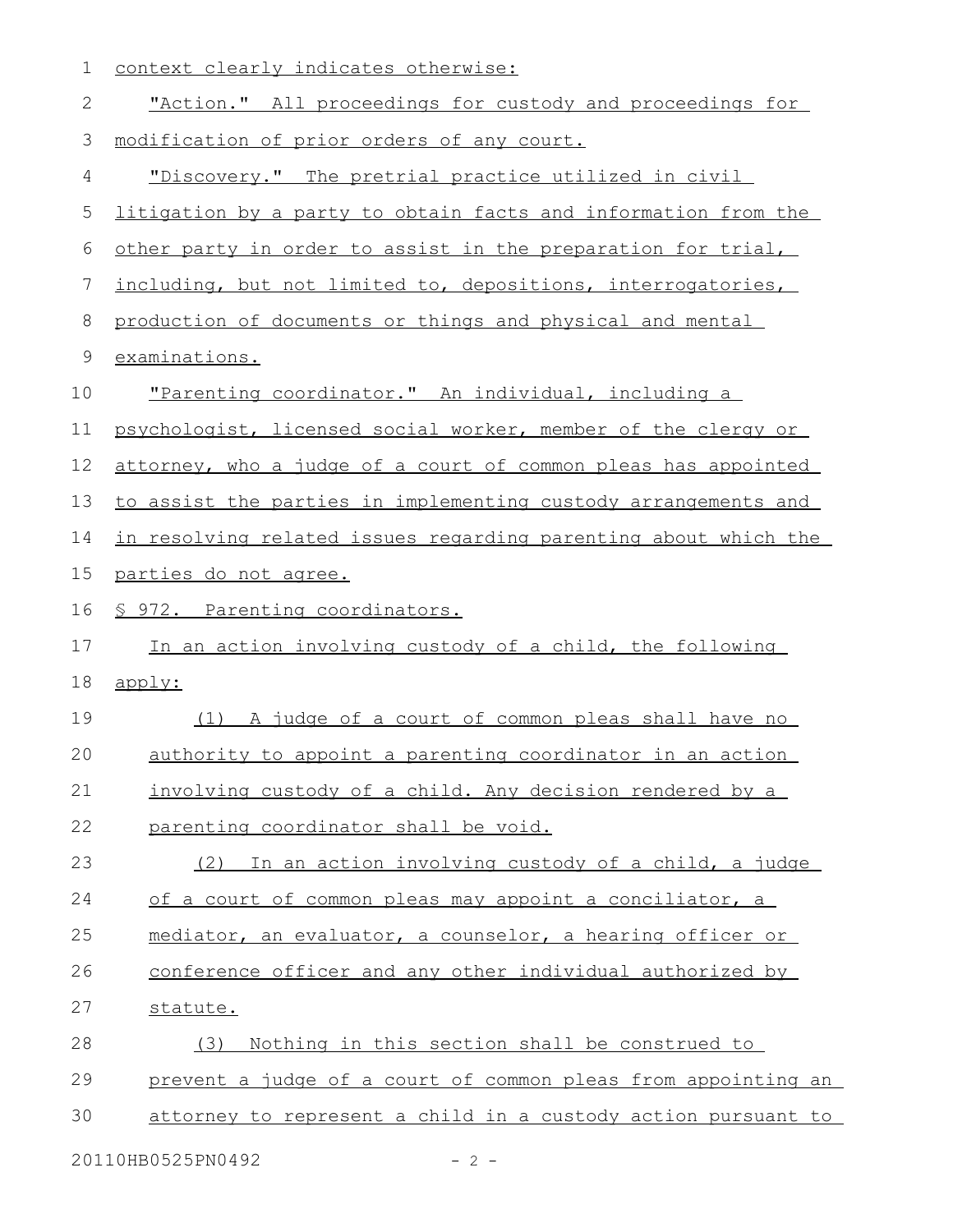context clearly indicates otherwise:

"Action." All proceedings for custody and proceedings for modification of prior orders of any court.

"Discovery." The pretrial practice utilized in civil litigation by a party to obtain facts and information from the other party in order to assist in the preparation for trial, including, but not limited to, depositions, interrogatories, production of documents or things and physical and mental examinations.

"Parenting coordinator." An individual, including a psychologist, licensed social worker, member of the clergy or attorney, who a judge of a court of common pleas has appointed to assist the parties in implementing custody arrangements and in resolving related issues regarding parenting about which the parties do not agree.

§ 972. Parenting coordinators.

In an action involving custody of a child, the following apply:

(1) A judge of a court of common pleas shall have no authority to appoint a parenting coordinator in an action involving custody of a child. Any decision rendered by a parenting coordinator shall be void.

(2) In an action involving custody of a child, a judge of a court of common pleas may appoint a conciliator, a mediator, an evaluator, a counselor, a hearing officer or conference officer and any other individual authorized by statute.

(3) Nothing in this section shall be construed to prevent a judge of a court of common pleas from appointing an attorney to represent a child in a custody action pursuant to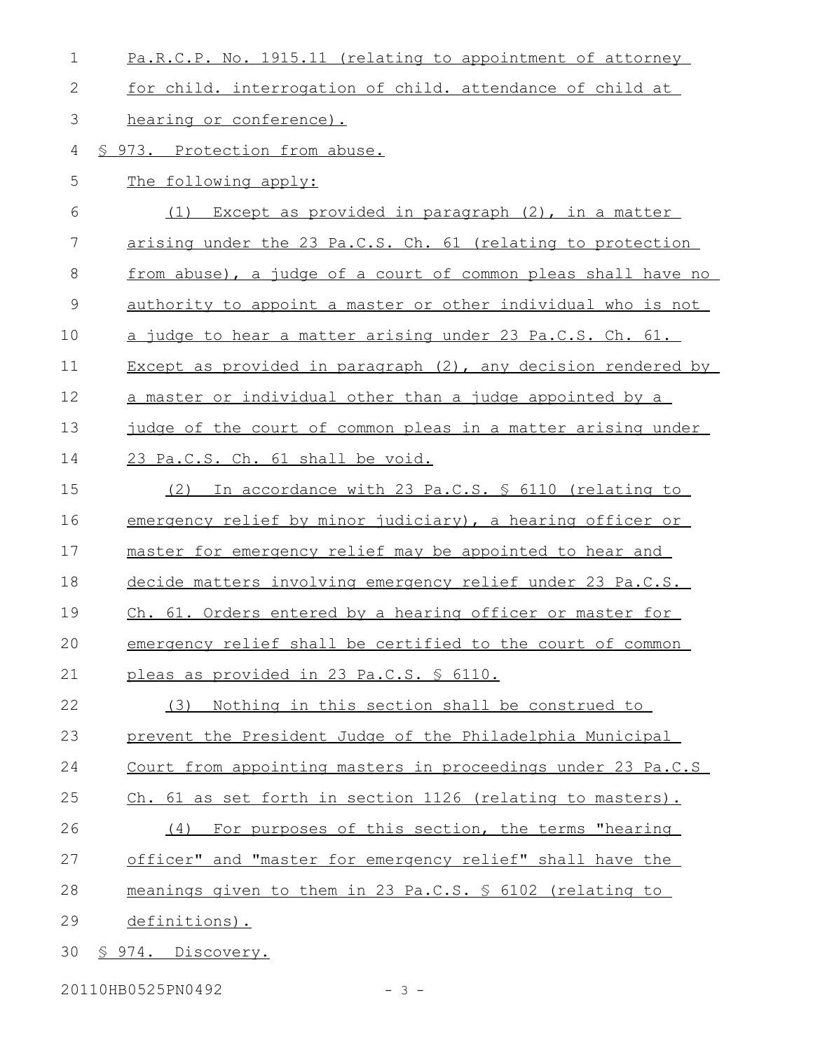Pa.R.C.P. No. 1915.11 (relating to appointment of attorney for child. interrogation of child. attendance of child at hearing or conference).

§ 973. Protection from abuse.

The following apply:

(1) Except as provided in paragraph (2), in a matter arising under the 23 Pa.C.S. Ch. 61 (relating to protection from abuse), a judge of a court of common pleas shall have no authority to appoint a master or other individual who is not a judge to hear a matter arising under 23 Pa.C.S. Ch. 61. Except as provided in paragraph (2), any decision rendered by a master or individual other than a judge appointed by a judge of the court of common pleas in a matter arising under 23 Pa.C.S. Ch. 61 shall be void.

(2) In accordance with 23 Pa.C.S. § 6110 (relating to emergency relief by minor judiciary), a hearing officer or master for emergency relief may be appointed to hear and decide matters involving emergency relief under 23 Pa.C.S. Ch. 61. Orders entered by a hearing officer or master for emergency relief shall be certified to the court of common pleas as provided in 23 Pa.C.S. § 6110.

(3) Nothing in this section shall be construed to prevent the President Judge of the Philadelphia Municipal Court from appointing masters in proceedings under 23 Pa.C.S Ch. 61 as set forth in section 1126 (relating to masters).

(4) For purposes of this section, the terms "hearing officer" and "master for emergency relief" shall have the meanings given to them in 23 Pa.C.S. § 6102 (relating to definitions).

§ 974. Discovery.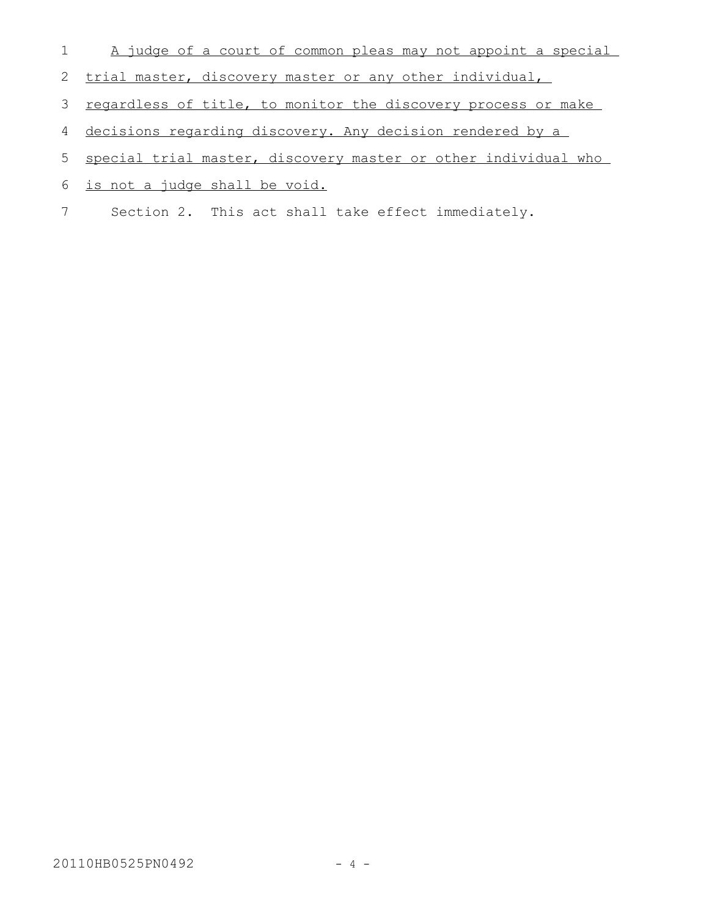A judge of a court of common pleas may not appoint a special trial master, discovery master or any other individual, regardless of title, to monitor the discovery process or make decisions regarding discovery. Any decision rendered by a special trial master, discovery master or other individual who is not a judge shall be void.

Section 2. This act shall take effect immediately.